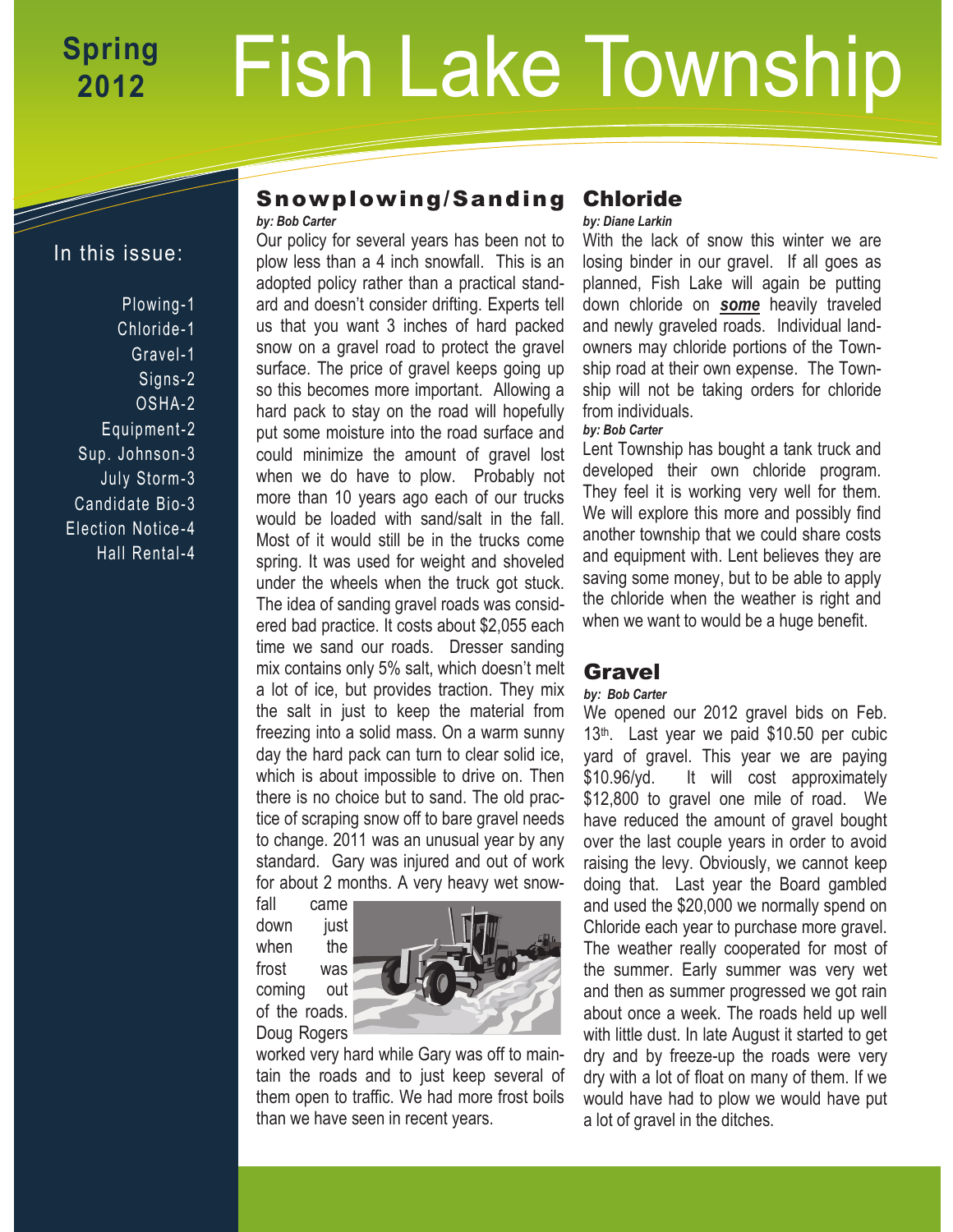# Fish Lake Township

**Spring 2012**

## In this issue:

- Plowing-1
- Chloride-1
- Gravel-1
- Signs-2
- OSHA-2
- Equipment-2
- Sup. Johnson-3
- July Storm-3
- Candidate Bio-3
- Election Notice-4
- Hall Rental-4

## Snowplowing/Sanding

***by: Bob Carter***

Our policy for several years has been not to plow less than a 4 inch snowfall. This is an adopted policy rather than a practical standard and doesn't consider drifting. Experts tell us that you want 3 inches of hard packed snow on a gravel road to protect the gravel surface. The price of gravel keeps going up so this becomes more important. Allowing a hard pack to stay on the road will hopefully put some moisture into the road surface and could minimize the amount of gravel lost when we do have to plow. Probably not more than 10 years ago each of our trucks would be loaded with sand/salt in the fall. Most of it would still be in the trucks come spring. It was used for weight and shoveled under the wheels when the truck got stuck. The idea of sanding gravel roads was considered bad practice. It costs about $2,055 each time we sand our roads. Dresser sanding mix contains only 5% salt, which doesn't melt a lot of ice, but provides traction. They mix the salt in just to keep the material from freezing into a solid mass. On a warm sunny day the hard pack can turn to clear solid ice, which is about impossible to drive on. Then there is no choice but to sand. The old practice of scraping snow off to bare gravel needs to change. 2011 was an unusual year by any standard. Gary was injured and out of work for about 2 months. A very heavy wet snowfall came down just when the frost was coming out of the roads. Doug Rogers worked very hard while Gary was off to maintain the roads and to just keep several of them open to traffic. We had more frost boils than we have seen in recent years.

## Chloride

***by: Diane Larkin***

With the lack of snow this winter we are losing binder in our gravel. If all goes as planned, Fish Lake will again be putting down chloride on ***some*** heavily traveled and newly graveled roads. Individual landowners may chloride portions of the Township road at their own expense. The Township will not be taking orders for chloride from individuals.

***by: Bob Carter***

Lent Township has bought a tank truck and developed their own chloride program. They feel it is working very well for them. We will explore this more and possibly find another township that we could share costs and equipment with. Lent believes they are saving some money, but to be able to apply the chloride when the weather is right and when we want to would be a huge benefit.

## Gravel

***by: Bob Carter***

We opened our 2012 gravel bids on Feb. 13th. Last year we paid $10.50 per cubic yard of gravel. This year we are paying $10.96/yd. It will cost approximately $12,800 to gravel one mile of road. We have reduced the amount of gravel bought over the last couple years in order to avoid raising the levy. Obviously, we cannot keep doing that. Last year the Board gambled and used the $20,000 we normally spend on Chloride each year to purchase more gravel. The weather really cooperated for most of the summer. Early summer was very wet and then as summer progressed we got rain about once a week. The roads held up well with little dust. In late August it started to get dry and by freeze-up the roads were very dry with a lot of float on many of them. If we would have had to plow we would have put a lot of gravel in the ditches.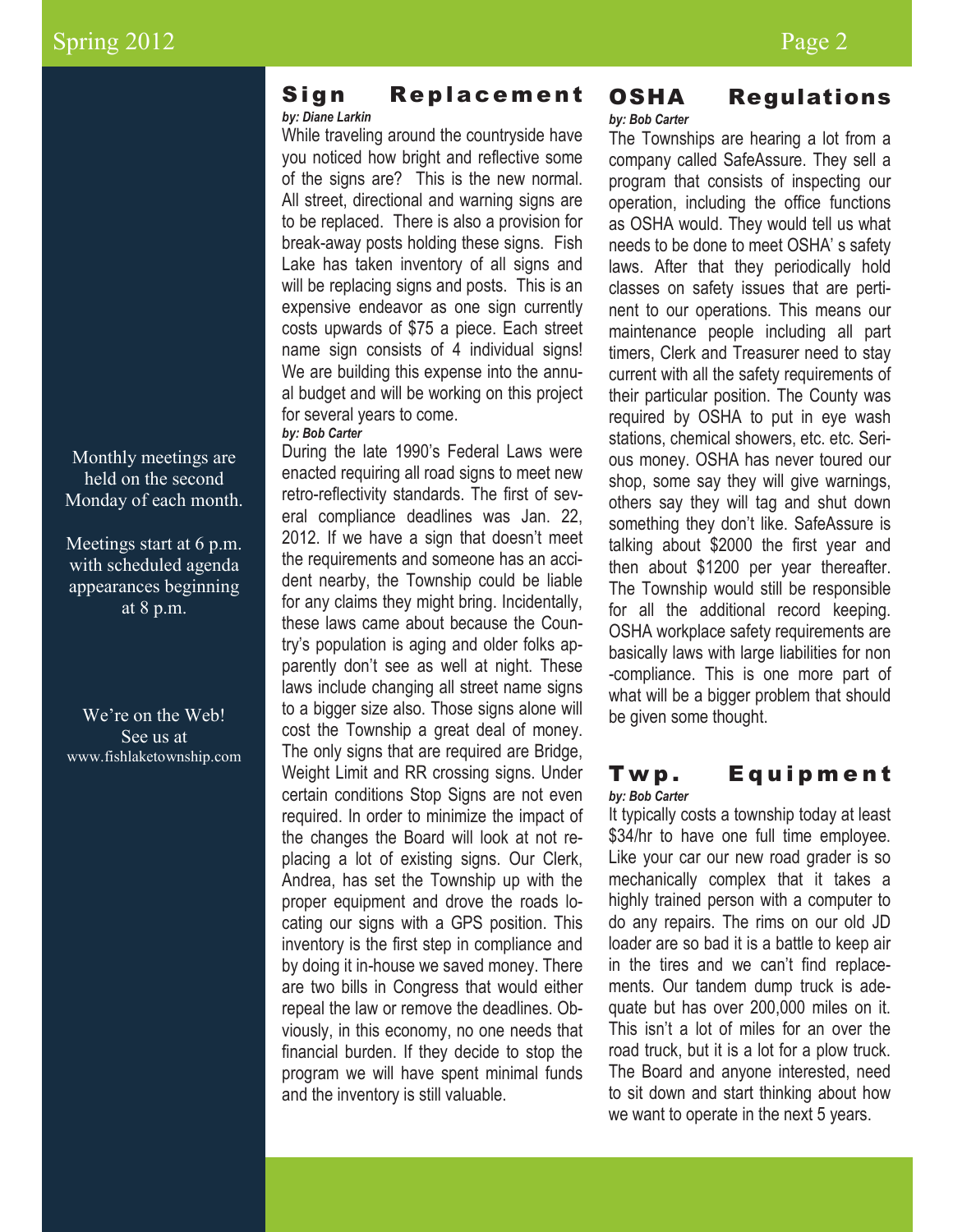Monthly meetings are held on the second Monday of each month.

Meetings start at 6 p.m. with scheduled agenda appearances beginning at 8 p.m.

We're on the Web! See us at www.fishlaketownship.com

## Sign Replacement

*by: Diane Larkin*

While traveling around the countryside have you noticed how bright and reflective some of the signs are? This is the new normal. All street, directional and warning signs are to be replaced. There is also a provision for break-away posts holding these signs. Fish Lake has taken inventory of all signs and will be replacing signs and posts. This is an expensive endeavor as one sign currently costs upwards of $75 a piece. Each street name sign consists of 4 individual signs! We are building this expense into the annual budget and will be working on this project for several years to come.

*by: Bob Carter*

During the late 1990's Federal Laws were enacted requiring all road signs to meet new retro-reflectivity standards. The first of several compliance deadlines was Jan. 22, 2012. If we have a sign that doesn't meet the requirements and someone has an accident nearby, the Township could be liable for any claims they might bring. Incidentally, these laws came about because the Country's population is aging and older folks apparently don't see as well at night. These laws include changing all street name signs to a bigger size also. Those signs alone will cost the Township a great deal of money. The only signs that are required are Bridge, Weight Limit and RR crossing signs. Under certain conditions Stop Signs are not even required. In order to minimize the impact of the changes the Board will look at not replacing a lot of existing signs. Our Clerk, Andrea, has set the Township up with the proper equipment and drove the roads locating our signs with a GPS position. This inventory is the first step in compliance and by doing it in-house we saved money. There are two bills in Congress that would either repeal the law or remove the deadlines. Obviously, in this economy, no one needs that financial burden. If they decide to stop the program we will have spent minimal funds and the inventory is still valuable.

## OSHA Regulations

*by: Bob Carter*

The Townships are hearing a lot from a company called SafeAssure. They sell a program that consists of inspecting our operation, including the office functions as OSHA would. They would tell us what needs to be done to meet OSHA' s safety laws. After that they periodically hold classes on safety issues that are pertinent to our operations. This means our maintenance people including all part timers, Clerk and Treasurer need to stay current with all the safety requirements of their particular position. The County was required by OSHA to put in eye wash stations, chemical showers, etc. etc. Serious money. OSHA has never toured our shop, some say they will give warnings, others say they will tag and shut down something they don't like. SafeAssure is talking about $2000 the first year and then about $1200 per year thereafter. The Township would still be responsible for all the additional record keeping. OSHA workplace safety requirements are basically laws with large liabilities for non-compliance. This is one more part of what will be a bigger problem that should be given some thought.

## Twp. Equipment

*by: Bob Carter*

It typically costs a township today at least $34/hr to have one full time employee. Like your car our new road grader is so mechanically complex that it takes a highly trained person with a computer to do any repairs. The rims on our old JD loader are so bad it is a battle to keep air in the tires and we can't find replacements. Our tandem dump truck is adequate but has over 200,000 miles on it. This isn't a lot of miles for an over the road truck, but it is a lot for a plow truck. The Board and anyone interested, need to sit down and start thinking about how we want to operate in the next 5 years.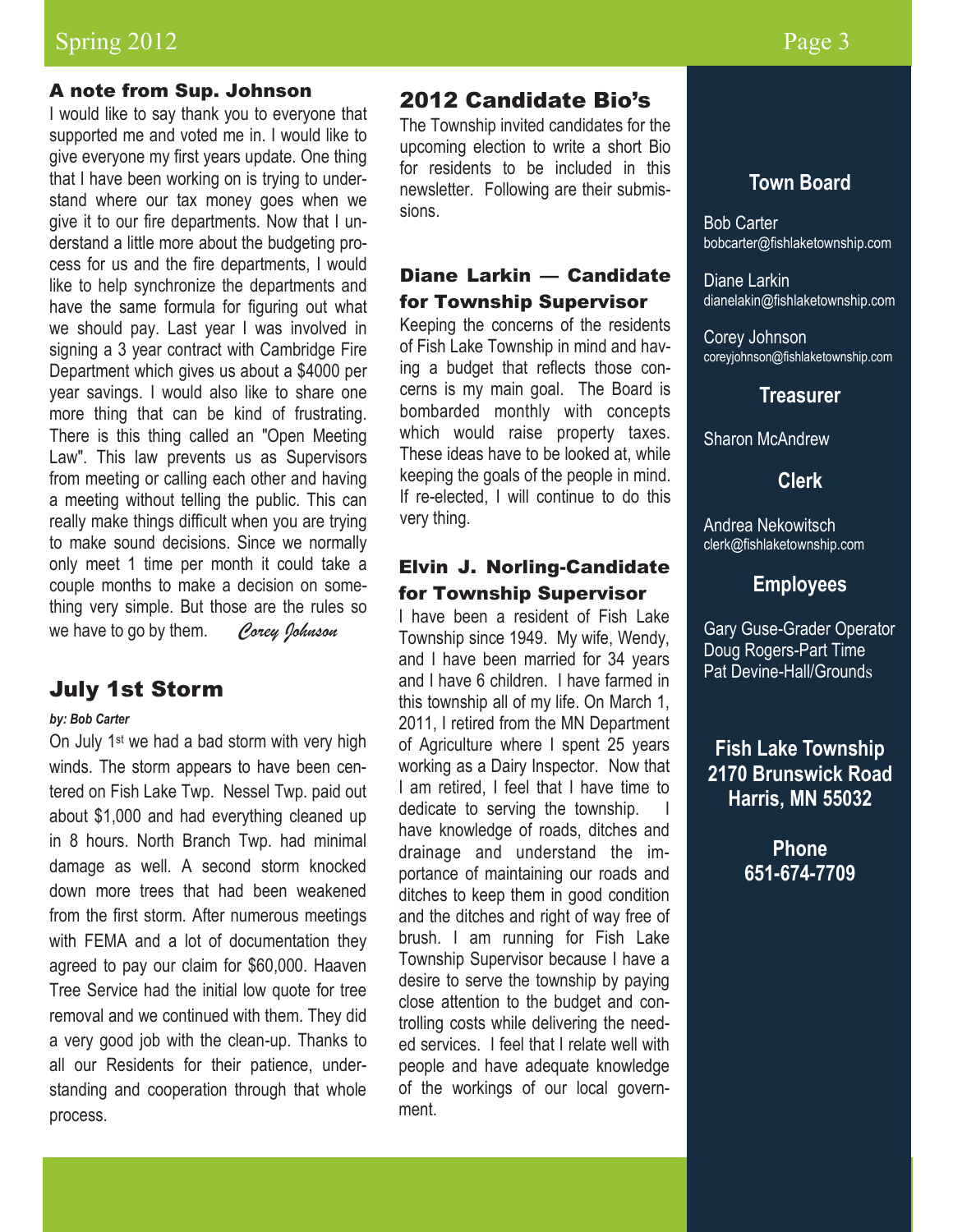## A note from Sup. Johnson

I would like to say thank you to everyone that supported me and voted me in. I would like to give everyone my first years update. One thing that I have been working on is trying to understand where our tax money goes when we give it to our fire departments. Now that I understand a little more about the budgeting process for us and the fire departments, I would like to help synchronize the departments and have the same formula for figuring out what we should pay. Last year I was involved in signing a 3 year contract with Cambridge Fire Department which gives us about a $4000 per year savings. I would also like to share one more thing that can be kind of frustrating. There is this thing called an "Open Meeting Law". This law prevents us as Supervisors from meeting or calling each other and having a meeting without telling the public. This can really make things difficult when you are trying to make sound decisions. Since we normally only meet 1 time per month it could take a couple months to make a decision on something very simple. But those are the rules so we have to go by them. *Corey Johnson*

## July 1st Storm

***by: Bob Carter***

On July 1st we had a bad storm with very high winds. The storm appears to have been centered on Fish Lake Twp. Nessel Twp. paid out about $1,000 and had everything cleaned up in 8 hours. North Branch Twp. had minimal damage as well. A second storm knocked down more trees that had been weakened from the first storm. After numerous meetings with FEMA and a lot of documentation they agreed to pay our claim for $60,000. Haaven Tree Service had the initial low quote for tree removal and we continued with them. They did a very good job with the clean-up. Thanks to all our Residents for their patience, understanding and cooperation through that whole process.

## 2012 Candidate Bio's

The Township invited candidates for the upcoming election to write a short Bio for residents to be included in this newsletter. Following are their submissions.

### Diane Larkin — Candidate for Township Supervisor

Keeping the concerns of the residents of Fish Lake Township in mind and having a budget that reflects those concerns is my main goal. The Board is bombarded monthly with concepts which would raise property taxes. These ideas have to be looked at, while keeping the goals of the people in mind. If re-elected, I will continue to do this very thing.

### Elvin J. Norling-Candidate for Township Supervisor

I have been a resident of Fish Lake Township since 1949. My wife, Wendy, and I have been married for 34 years and I have 6 children. I have farmed in this township all of my life. On March 1, 2011, I retired from the MN Department of Agriculture where I spent 25 years working as a Dairy Inspector. Now that I am retired, I feel that I have time to dedicate to serving the township. I have knowledge of roads, ditches and drainage and understand the importance of maintaining our roads and ditches to keep them in good condition and the ditches and right of way free of brush. I am running for Fish Lake Township Supervisor because I have a desire to serve the township by paying close attention to the budget and controlling costs while delivering the needed services. I feel that I relate well with people and have adequate knowledge of the workings of our local government.

### Town Board

Bob Carter
bobcarter@fishlaketownship.com

Diane Larkin
dianelakin@fishlaketownship.com

Corey Johnson
coreyjohnson@fishlaketownship.com

### Treasurer

Sharon McAndrew

### Clerk

Andrea Nekowitsch
clerk@fishlaketownship.com

### Employees

Gary Guse-Grader Operator
Doug Rogers-Part Time
Pat Devine-Hall/Grounds

**Fish Lake Township**
**2170 Brunswick Road**
**Harris, MN 55032**

**Phone**
**651-674-7709**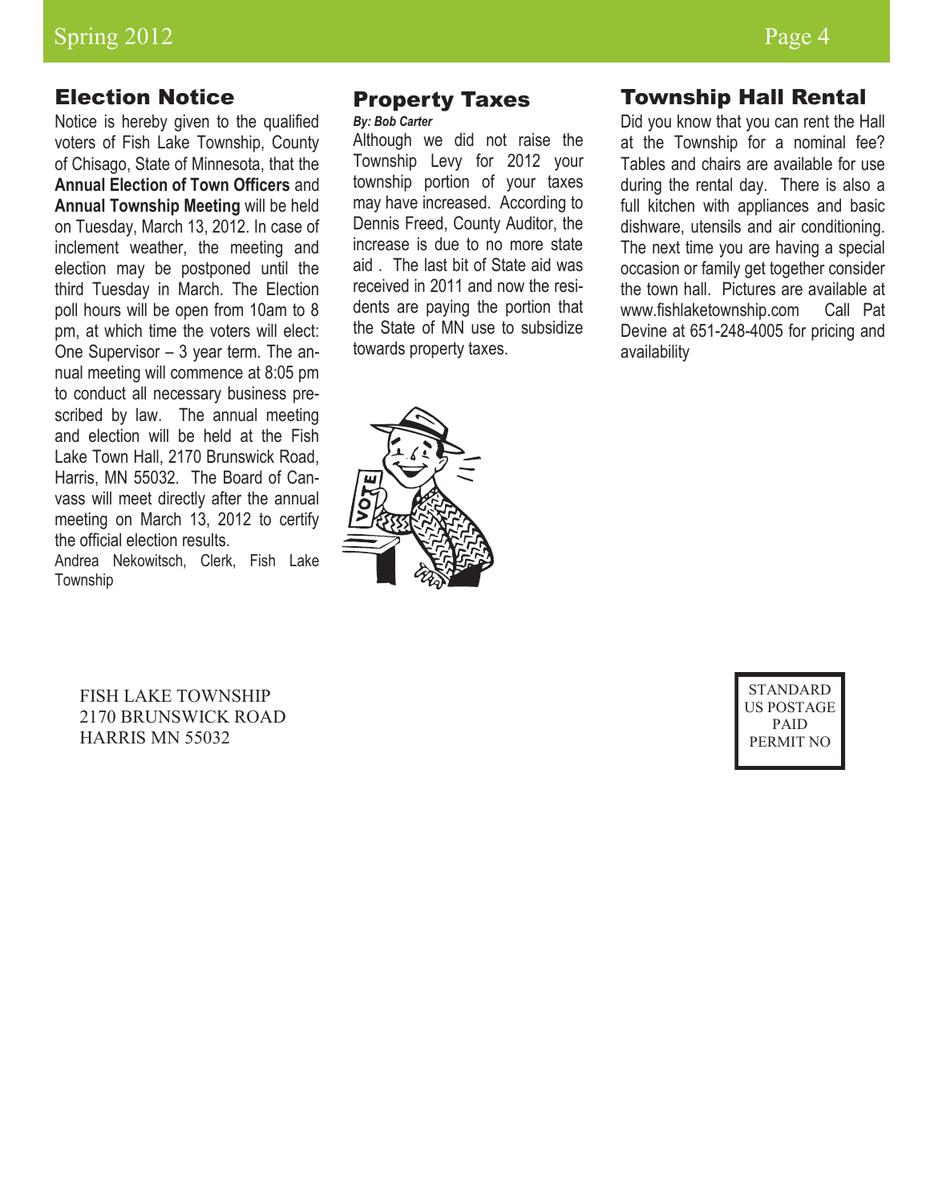## Election Notice

Notice is hereby given to the qualified voters of Fish Lake Township, County of Chisago, State of Minnesota, that the **Annual Election of Town Officers** and **Annual Township Meeting** will be held on Tuesday, March 13, 2012. In case of inclement weather, the meeting and election may be postponed until the third Tuesday in March. The Election poll hours will be open from 10am to 8 pm, at which time the voters will elect: One Supervisor – 3 year term. The annual meeting will commence at 8:05 pm to conduct all necessary business prescribed by law. The annual meeting and election will be held at the Fish Lake Town Hall, 2170 Brunswick Road, Harris, MN 55032. The Board of Canvass will meet directly after the annual meeting on March 13, 2012 to certify the official election results.

Andrea Nekowitsch, Clerk, Fish Lake Township

## Property Taxes

***By: Bob Carter***

Although we did not raise the Township Levy for 2012 your township portion of your taxes may have increased. According to Dennis Freed, County Auditor, the increase is due to no more state aid . The last bit of State aid was received in 2011 and now the residents are paying the portion that the State of MN use to subsidize towards property taxes.

## Township Hall Rental

Did you know that you can rent the Hall at the Township for a nominal fee? Tables and chairs are available for use during the rental day. There is also a full kitchen with appliances and basic dishware, utensils and air conditioning. The next time you are having a special occasion or family get together consider the town hall. Pictures are available at www.fishlaketownship.com Call Pat Devine at 651-248-4005 for pricing and availability

FISH LAKE TOWNSHIP
2170 BRUNSWICK ROAD
HARRIS MN 55032

STANDARD
US POSTAGE
PAID
PERMIT NO